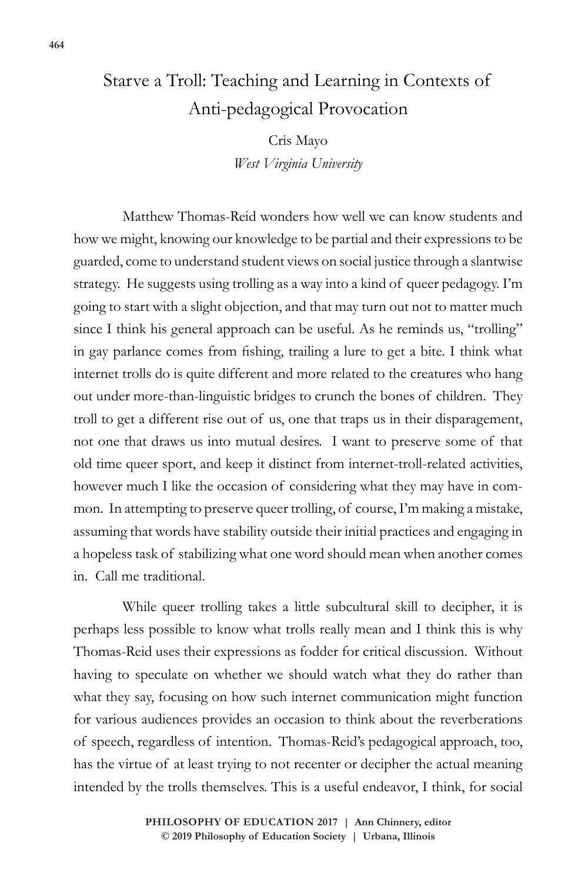# Starve a Troll: Teaching and Learning in Contexts of Anti-pedagogical Provocation

Cris Mayo

*West Virginia University*

Matthew Thomas-Reid wonders how well we can know students and how we might, knowing our knowledge to be partial and their expressions to be guarded, come to understand student views on social justice through a slantwise strategy. He suggests using trolling as a way into a kind of queer pedagogy. I'm going to start with a slight objection, and that may turn out not to matter much since I think his general approach can be useful. As he reminds us, "trolling" in gay parlance comes from fishing, trailing a lure to get a bite. I think what internet trolls do is quite different and more related to the creatures who hang out under more-than-linguistic bridges to crunch the bones of children. They troll to get a different rise out of us, one that traps us in their disparagement, not one that draws us into mutual desires. I want to preserve some of that old time queer sport, and keep it distinct from internet-troll-related activities, however much I like the occasion of considering what they may have in common. In attempting to preserve queer trolling, of course, I'm making a mistake, assuming that words have stability outside their initial practices and engaging in a hopeless task of stabilizing what one word should mean when another comes in. Call me traditional.

While queer trolling takes a little subcultural skill to decipher, it is perhaps less possible to know what trolls really mean and I think this is why Thomas-Reid uses their expressions as fodder for critical discussion. Without having to speculate on whether we should watch what they do rather than what they say, focusing on how such internet communication might function for various audiences provides an occasion to think about the reverberations of speech, regardless of intention. Thomas-Reid's pedagogical approach, too, has the virtue of at least trying to not recenter or decipher the actual meaning intended by the trolls themselves. This is a useful endeavor, I think, for social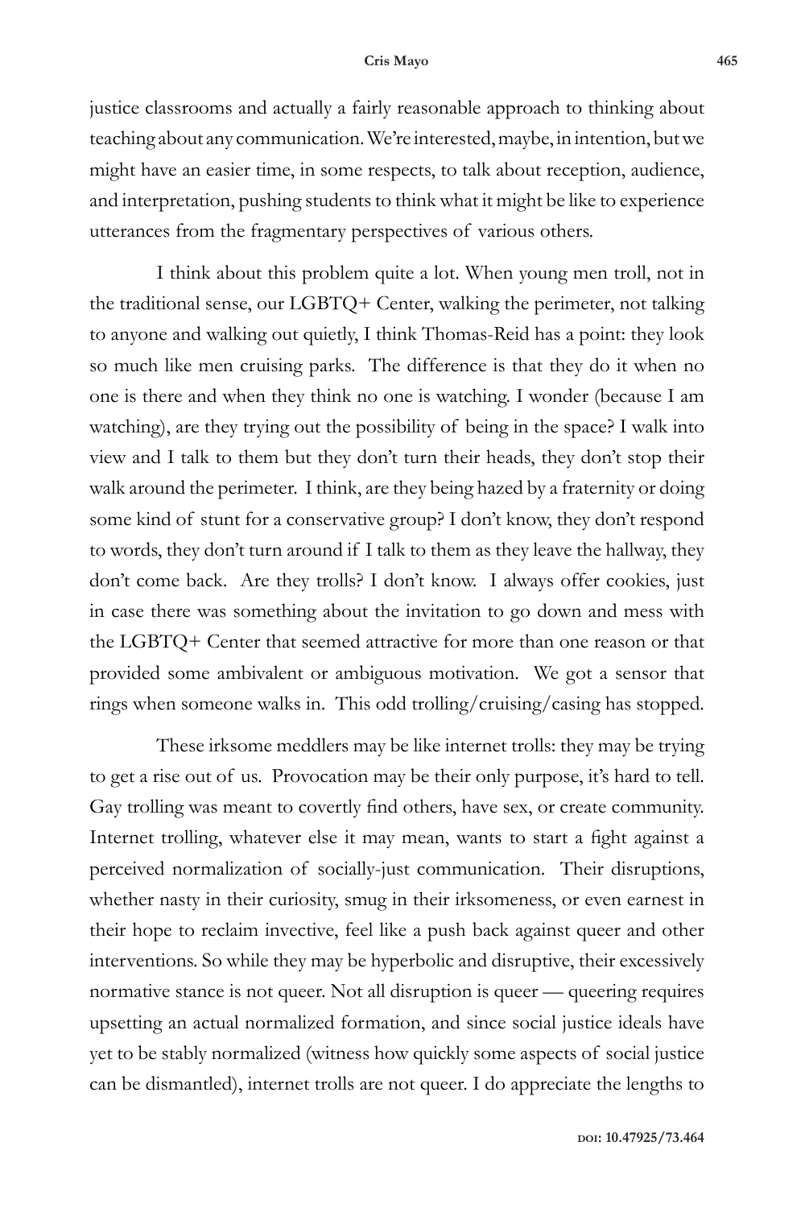justice classrooms and actually a fairly reasonable approach to thinking about teaching about any communication. We're interested, maybe, in intention, but we might have an easier time, in some respects, to talk about reception, audience, and interpretation, pushing students to think what it might be like to experience utterances from the fragmentary perspectives of various others.

I think about this problem quite a lot. When young men troll, not in the traditional sense, our LGBTQ+ Center, walking the perimeter, not talking to anyone and walking out quietly, I think Thomas-Reid has a point: they look so much like men cruising parks. The difference is that they do it when no one is there and when they think no one is watching. I wonder (because I am watching), are they trying out the possibility of being in the space? I walk into view and I talk to them but they don't turn their heads, they don't stop their walk around the perimeter. I think, are they being hazed by a fraternity or doing some kind of stunt for a conservative group? I don't know, they don't respond to words, they don't turn around if I talk to them as they leave the hallway, they don't come back. Are they trolls? I don't know. I always offer cookies, just in case there was something about the invitation to go down and mess with the LGBTQ+ Center that seemed attractive for more than one reason or that provided some ambivalent or ambiguous motivation. We got a sensor that rings when someone walks in. This odd trolling/cruising/casing has stopped.

These irksome meddlers may be like internet trolls: they may be trying to get a rise out of us. Provocation may be their only purpose, it's hard to tell. Gay trolling was meant to covertly find others, have sex, or create community. Internet trolling, whatever else it may mean, wants to start a fight against a perceived normalization of socially-just communication. Their disruptions, whether nasty in their curiosity, smug in their irksomeness, or even earnest in their hope to reclaim invective, feel like a push back against queer and other interventions. So while they may be hyperbolic and disruptive, their excessively normative stance is not queer. Not all disruption is queer — queering requires upsetting an actual normalized formation, and since social justice ideals have yet to be stably normalized (witness how quickly some aspects of social justice can be dismantled), internet trolls are not queer. I do appreciate the lengths to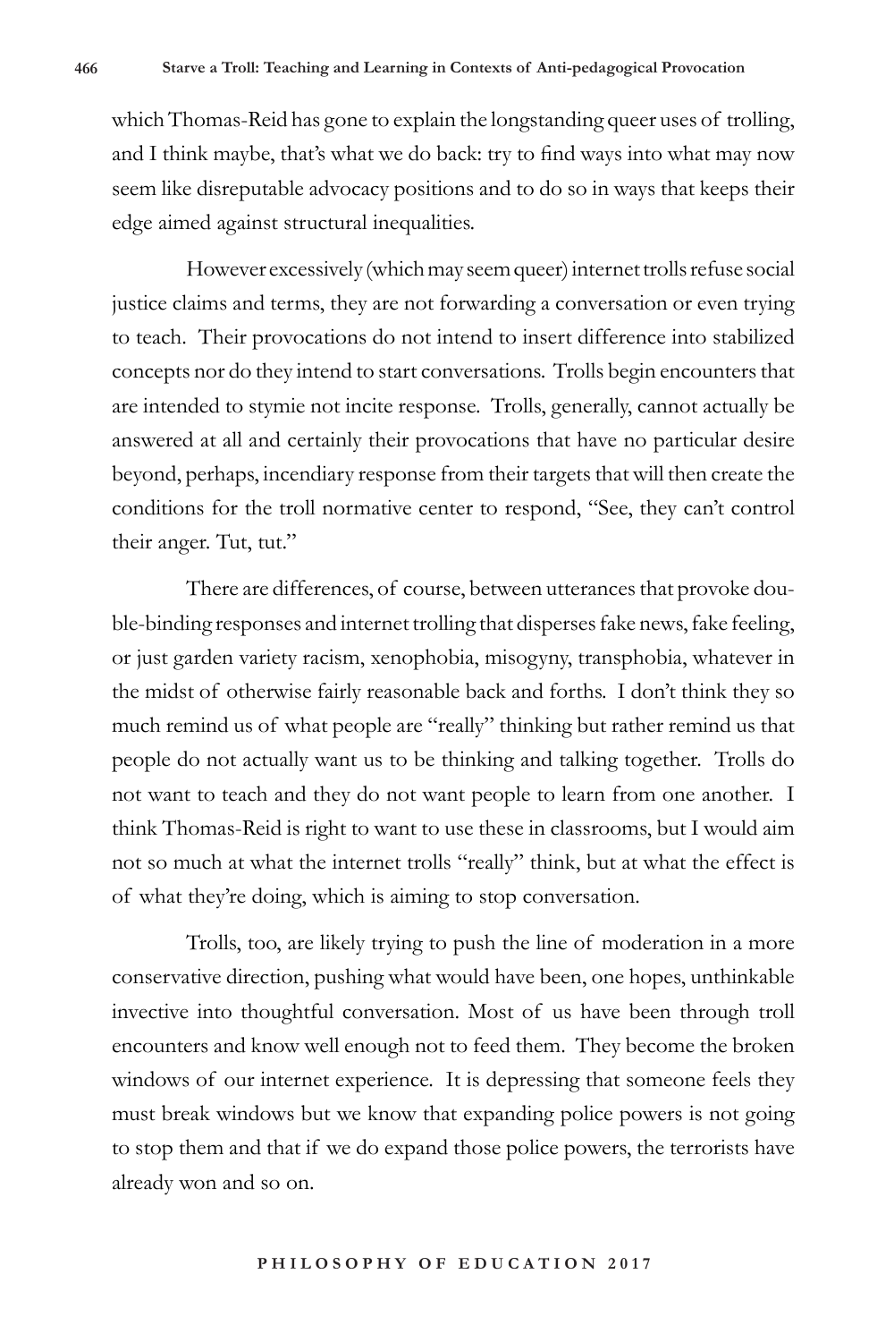which Thomas-Reid has gone to explain the longstanding queer uses of trolling, and I think maybe, that's what we do back: try to find ways into what may now seem like disreputable advocacy positions and to do so in ways that keeps their edge aimed against structural inequalities.

However excessively (which may seem queer) internet trolls refuse social justice claims and terms, they are not forwarding a conversation or even trying to teach. Their provocations do not intend to insert difference into stabilized concepts nor do they intend to start conversations. Trolls begin encounters that are intended to stymie not incite response. Trolls, generally, cannot actually be answered at all and certainly their provocations that have no particular desire beyond, perhaps, incendiary response from their targets that will then create the conditions for the troll normative center to respond, "See, they can't control their anger. Tut, tut."

There are differences, of course, between utterances that provoke double-binding responses and internet trolling that disperses fake news, fake feeling, or just garden variety racism, xenophobia, misogyny, transphobia, whatever in the midst of otherwise fairly reasonable back and forths. I don't think they so much remind us of what people are "really" thinking but rather remind us that people do not actually want us to be thinking and talking together. Trolls do not want to teach and they do not want people to learn from one another. I think Thomas-Reid is right to want to use these in classrooms, but I would aim not so much at what the internet trolls "really" think, but at what the effect is of what they're doing, which is aiming to stop conversation.

Trolls, too, are likely trying to push the line of moderation in a more conservative direction, pushing what would have been, one hopes, unthinkable invective into thoughtful conversation. Most of us have been through troll encounters and know well enough not to feed them. They become the broken windows of our internet experience. It is depressing that someone feels they must break windows but we know that expanding police powers is not going to stop them and that if we do expand those police powers, the terrorists have already won and so on.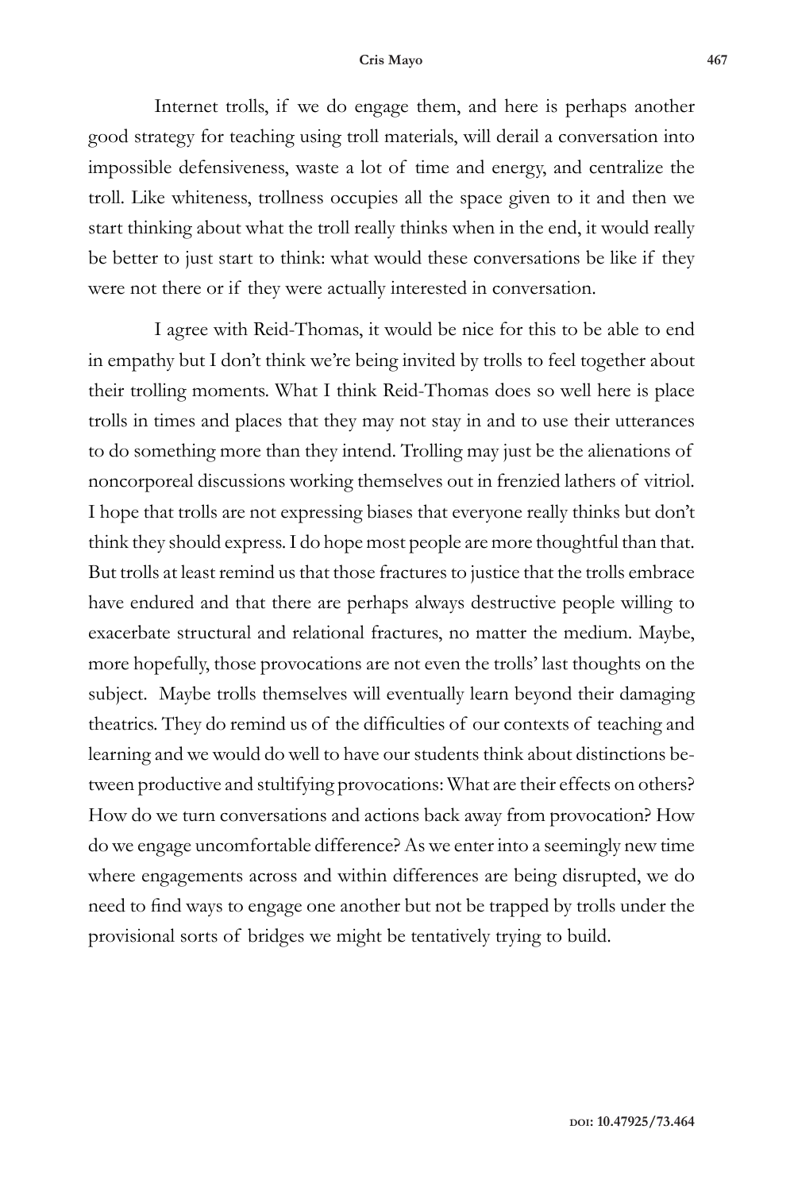Internet trolls, if we do engage them, and here is perhaps another good strategy for teaching using troll materials, will derail a conversation into impossible defensiveness, waste a lot of time and energy, and centralize the troll. Like whiteness, trollness occupies all the space given to it and then we start thinking about what the troll really thinks when in the end, it would really be better to just start to think: what would these conversations be like if they were not there or if they were actually interested in conversation.

I agree with Reid-Thomas, it would be nice for this to be able to end in empathy but I don't think we're being invited by trolls to feel together about their trolling moments. What I think Reid-Thomas does so well here is place trolls in times and places that they may not stay in and to use their utterances to do something more than they intend. Trolling may just be the alienations of noncorporeal discussions working themselves out in frenzied lathers of vitriol. I hope that trolls are not expressing biases that everyone really thinks but don't think they should express. I do hope most people are more thoughtful than that. But trolls at least remind us that those fractures to justice that the trolls embrace have endured and that there are perhaps always destructive people willing to exacerbate structural and relational fractures, no matter the medium. Maybe, more hopefully, those provocations are not even the trolls' last thoughts on the subject. Maybe trolls themselves will eventually learn beyond their damaging theatrics. They do remind us of the difficulties of our contexts of teaching and learning and we would do well to have our students think about distinctions between productive and stultifying provocations: What are their effects on others? How do we turn conversations and actions back away from provocation? How do we engage uncomfortable difference? As we enter into a seemingly new time where engagements across and within differences are being disrupted, we do need to find ways to engage one another but not be trapped by trolls under the provisional sorts of bridges we might be tentatively trying to build.